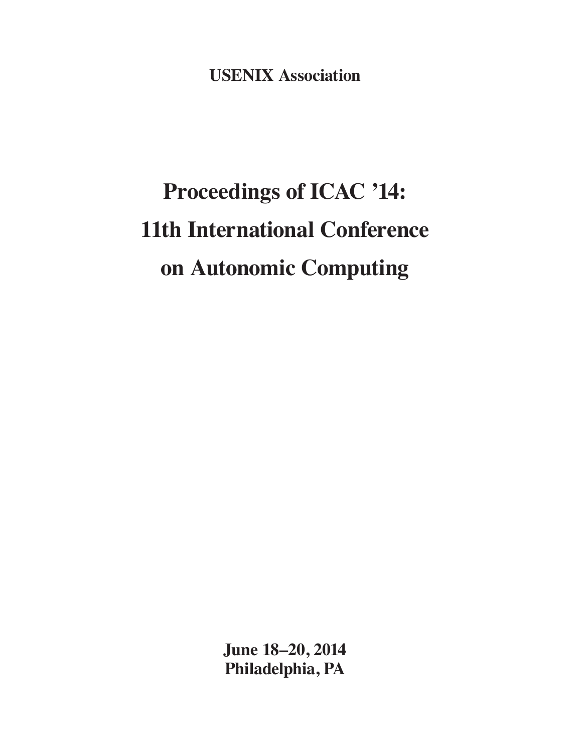**USENIX Association**

# Proceedings of ICAC '14: 11th International Conference on Autonomic Computing

**June 18–20, 2014**
**Philadelphia, PA**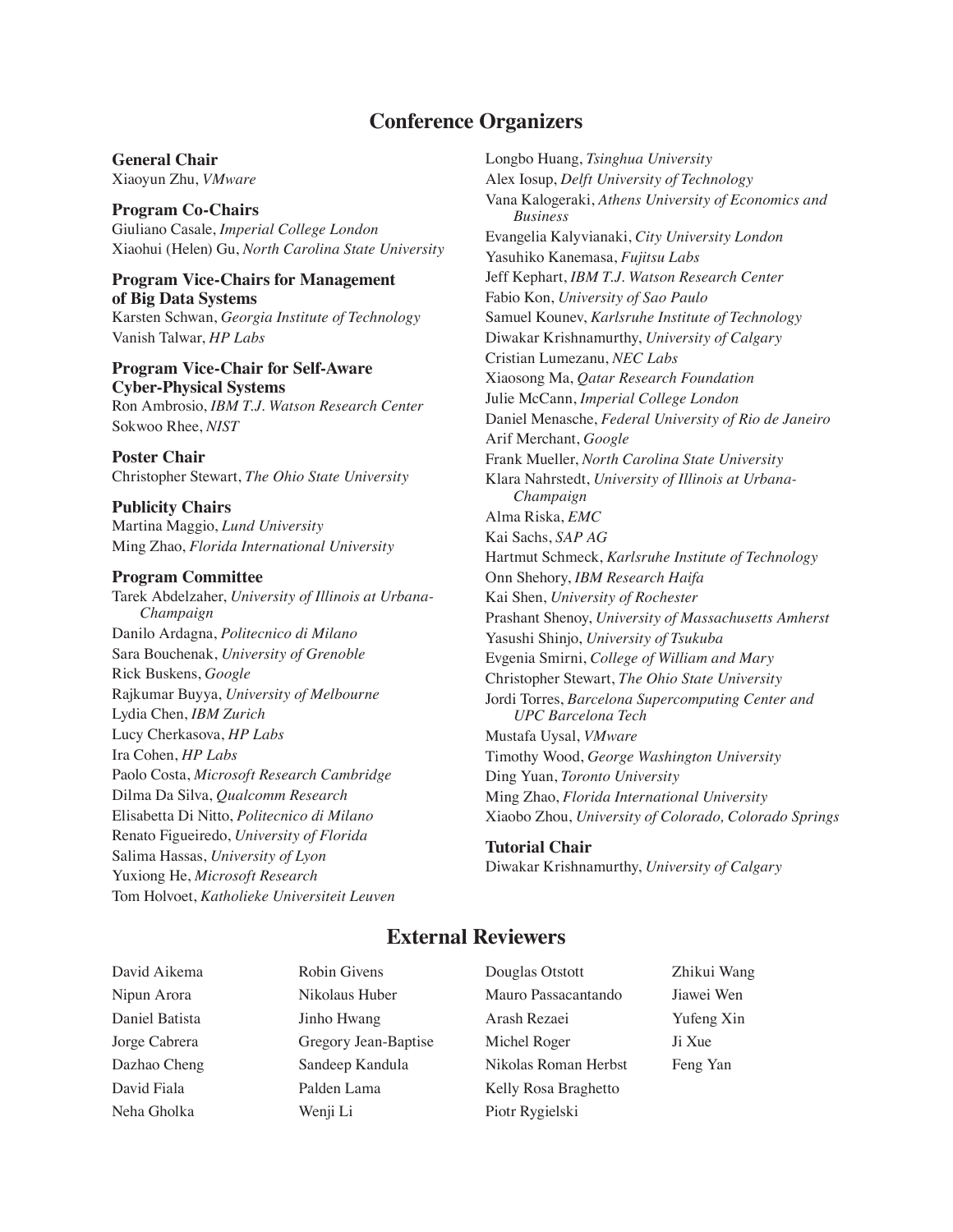# Conference Organizers

**General Chair**
Xiaoyun Zhu, *VMware*

**Program Co-Chairs**
Giuliano Casale, *Imperial College London*
Xiaohui (Helen) Gu, *North Carolina State University*

**Program Vice-Chairs for Management of Big Data Systems**
Karsten Schwan, *Georgia Institute of Technology*
Vanish Talwar, *HP Labs*

**Program Vice-Chair for Self-Aware Cyber-Physical Systems**
Ron Ambrosio, *IBM T.J. Watson Research Center*
Sokwoo Rhee, *NIST*

**Poster Chair**
Christopher Stewart, *The Ohio State University*

**Publicity Chairs**
Martina Maggio, *Lund University*
Ming Zhao, *Florida International University*

**Program Committee**
Tarek Abdelzaher, *University of Illinois at Urbana-Champaign*
Danilo Ardagna, *Politecnico di Milano*
Sara Bouchenak, *University of Grenoble*
Rick Buskens, *Google*
Rajkumar Buyya, *University of Melbourne*
Lydia Chen, *IBM Zurich*
Lucy Cherkasova, *HP Labs*
Ira Cohen, *HP Labs*
Paolo Costa, *Microsoft Research Cambridge*
Dilma Da Silva, *Qualcomm Research*
Elisabetta Di Nitto, *Politecnico di Milano*
Renato Figueiredo, *University of Florida*
Salima Hassas, *University of Lyon*
Yuxiong He, *Microsoft Research*
Tom Holvoet, *Katholieke Universiteit Leuven*
Longbo Huang, *Tsinghua University*
Alex Iosup, *Delft University of Technology*
Vana Kalogeraki, *Athens University of Economics and Business*
Evangelia Kalyvianaki, *City University London*
Yasuhiko Kanemasa, *Fujitsu Labs*
Jeff Kephart, *IBM T.J. Watson Research Center*
Fabio Kon, *University of Sao Paulo*
Samuel Kounev, *Karlsruhe Institute of Technology*
Diwakar Krishnamurthy, *University of Calgary*
Cristian Lumezanu, *NEC Labs*
Xiaosong Ma, *Qatar Research Foundation*
Julie McCann, *Imperial College London*
Daniel Menasche, *Federal University of Rio de Janeiro*
Arif Merchant, *Google*
Frank Mueller, *North Carolina State University*
Klara Nahrstedt, *University of Illinois at Urbana-Champaign*
Alma Riska, *EMC*
Kai Sachs, *SAP AG*
Hartmut Schmeck, *Karlsruhe Institute of Technology*
Onn Shehory, *IBM Research Haifa*
Kai Shen, *University of Rochester*
Prashant Shenoy, *University of Massachusetts Amherst*
Yasushi Shinjo, *University of Tsukuba*
Evgenia Smirni, *College of William and Mary*
Christopher Stewart, *The Ohio State University*
Jordi Torres, *Barcelona Supercomputing Center and UPC Barcelona Tech*
Mustafa Uysal, *VMware*
Timothy Wood, *George Washington University*
Ding Yuan, *Toronto University*
Ming Zhao, *Florida International University*
Xiaobo Zhou, *University of Colorado, Colorado Springs*

**Tutorial Chair**
Diwakar Krishnamurthy, *University of Calgary*

# External Reviewers

David Aikema
Nipun Arora
Daniel Batista
Jorge Cabrera
Dazhao Cheng
David Fiala
Neha Gholka
Robin Givens
Nikolaus Huber
Jinho Hwang
Gregory Jean-Baptise
Sandeep Kandula
Palden Lama
Wenji Li
Douglas Otstott
Mauro Passacantando
Arash Rezaei
Michel Roger
Nikolas Roman Herbst
Kelly Rosa Braghetto
Piotr Rygielski
Zhikui Wang
Jiawei Wen
Yufeng Xin
Ji Xue
Feng Yan